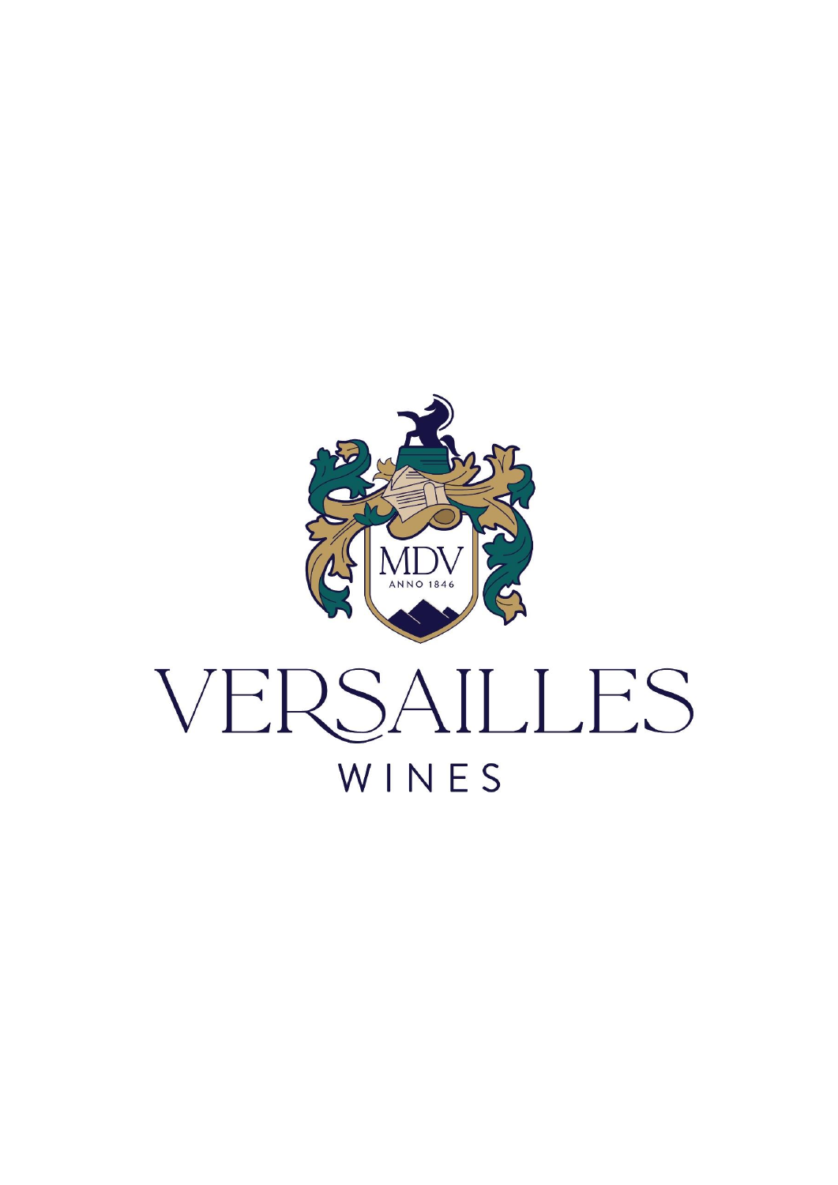MDV

ANNO 1846

# VERSAILLES

WINES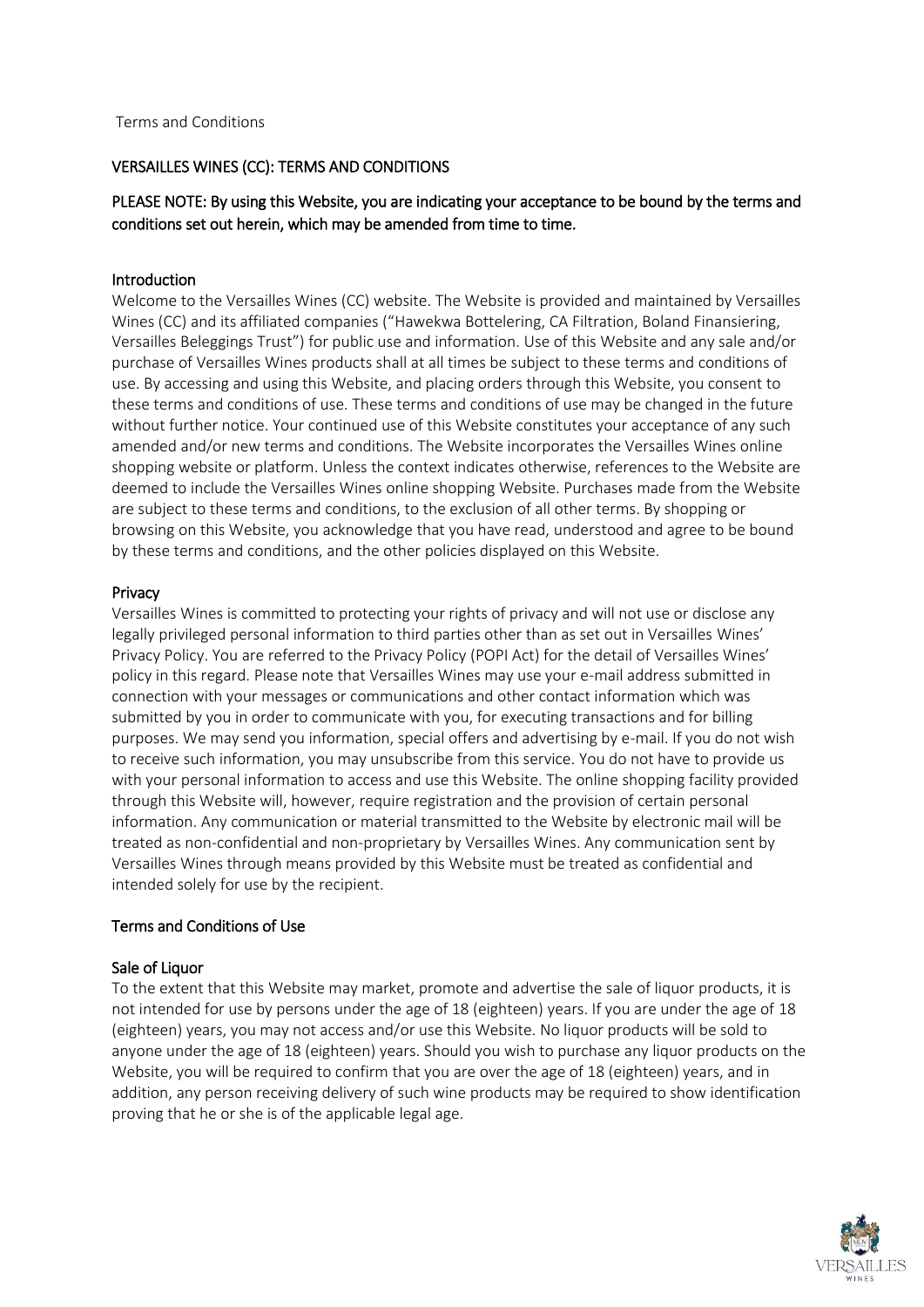Terms and Conditions

## VERSAILLES WINES (CC): TERMS AND CONDITIONS

PLEASE NOTE: By using this Website, you are indicating your acceptance to be bound by the terms and conditions set out herein, which may be amended from time to time.

### Introduction

Welcome to the Versailles Wines (CC) website. The Website is provided and maintained by Versailles Wines (CC) and its affiliated companies ("Hawekwa Bottelering, CA Filtration, Boland Finansiering, Versailles Beleggings Trust") for public use and information. Use of this Website and any sale and/or purchase of Versailles Wines products shall at all times be subject to these terms and conditions of use. By accessing and using this Website, and placing orders through this Website, you consent to these terms and conditions of use. These terms and conditions of use may be changed in the future without further notice. Your continued use of this Website constitutes your acceptance of any such amended and/or new terms and conditions. The Website incorporates the Versailles Wines online shopping website or platform. Unless the context indicates otherwise, references to the Website are deemed to include the Versailles Wines online shopping Website. Purchases made from the Website are subject to these terms and conditions, to the exclusion of all other terms. By shopping or browsing on this Website, you acknowledge that you have read, understood and agree to be bound by these terms and conditions, and the other policies displayed on this Website.

### Privacy

Versailles Wines is committed to protecting your rights of privacy and will not use or disclose any legally privileged personal information to third parties other than as set out in Versailles Wines' Privacy Policy. You are referred to the Privacy Policy (POPI Act) for the detail of Versailles Wines' policy in this regard. Please note that Versailles Wines may use your e-mail address submitted in connection with your messages or communications and other contact information which was submitted by you in order to communicate with you, for executing transactions and for billing purposes. We may send you information, special offers and advertising by e-mail. If you do not wish to receive such information, you may unsubscribe from this service. You do not have to provide us with your personal information to access and use this Website. The online shopping facility provided through this Website will, however, require registration and the provision of certain personal information. Any communication or material transmitted to the Website by electronic mail will be treated as non-confidential and non-proprietary by Versailles Wines. Any communication sent by Versailles Wines through means provided by this Website must be treated as confidential and intended solely for use by the recipient.

### Terms and Conditions of Use

### Sale of Liquor

To the extent that this Website may market, promote and advertise the sale of liquor products, it is not intended for use by persons under the age of 18 (eighteen) years. If you are under the age of 18 (eighteen) years, you may not access and/or use this Website. No liquor products will be sold to anyone under the age of 18 (eighteen) years. Should you wish to purchase any liquor products on the Website, you will be required to confirm that you are over the age of 18 (eighteen) years, and in addition, any person receiving delivery of such wine products may be required to show identification proving that he or she is of the applicable legal age.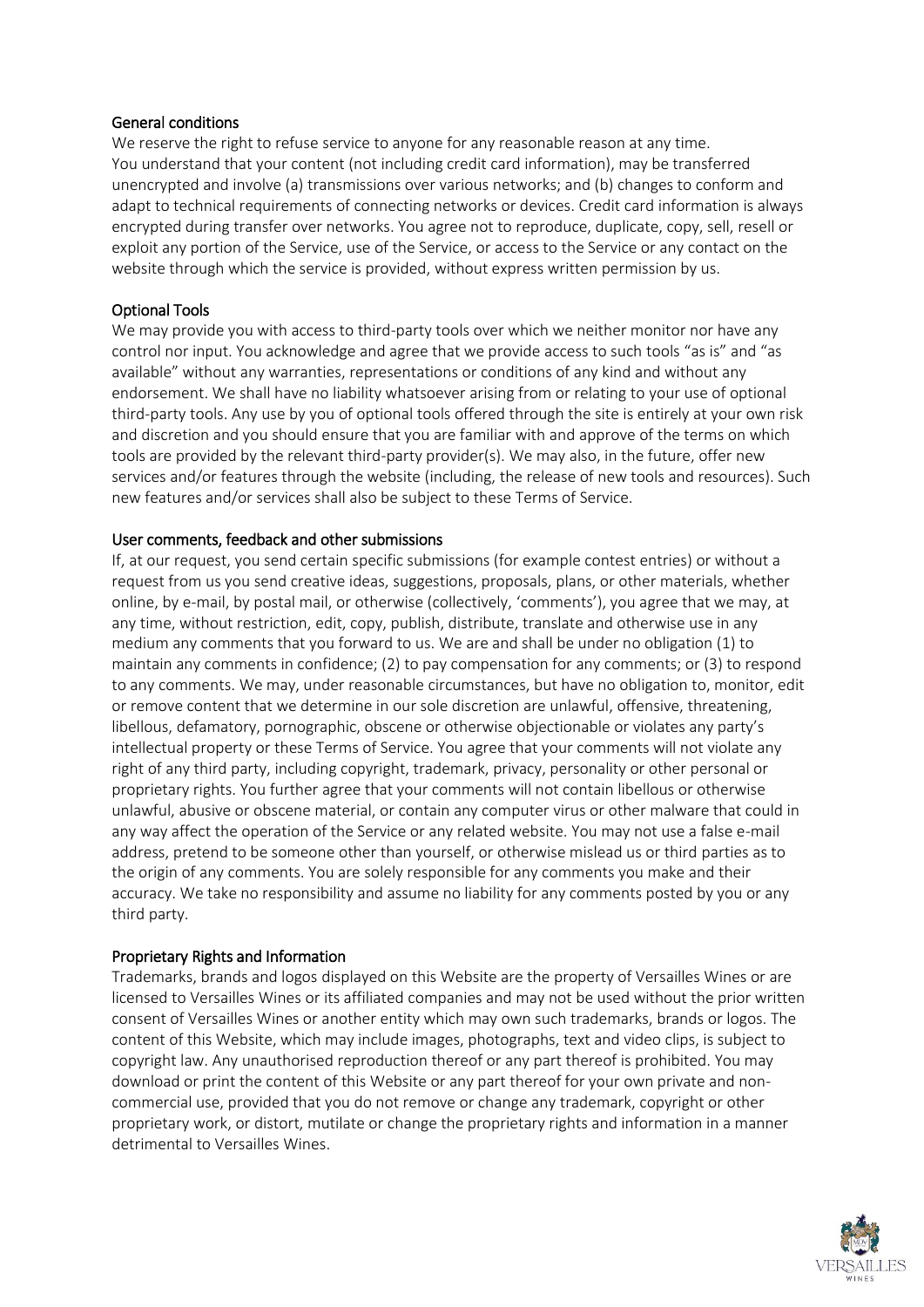## General conditions

We reserve the right to refuse service to anyone for any reasonable reason at any time. You understand that your content (not including credit card information), may be transferred unencrypted and involve (a) transmissions over various networks; and (b) changes to conform and adapt to technical requirements of connecting networks or devices. Credit card information is always encrypted during transfer over networks. You agree not to reproduce, duplicate, copy, sell, resell or exploit any portion of the Service, use of the Service, or access to the Service or any contact on the website through which the service is provided, without express written permission by us.

## Optional Tools

We may provide you with access to third-party tools over which we neither monitor nor have any control nor input. You acknowledge and agree that we provide access to such tools "as is" and "as available" without any warranties, representations or conditions of any kind and without any endorsement. We shall have no liability whatsoever arising from or relating to your use of optional third-party tools. Any use by you of optional tools offered through the site is entirely at your own risk and discretion and you should ensure that you are familiar with and approve of the terms on which tools are provided by the relevant third-party provider(s). We may also, in the future, offer new services and/or features through the website (including, the release of new tools and resources). Such new features and/or services shall also be subject to these Terms of Service.

## User comments, feedback and other submissions

If, at our request, you send certain specific submissions (for example contest entries) or without a request from us you send creative ideas, suggestions, proposals, plans, or other materials, whether online, by e-mail, by postal mail, or otherwise (collectively, 'comments'), you agree that we may, at any time, without restriction, edit, copy, publish, distribute, translate and otherwise use in any medium any comments that you forward to us. We are and shall be under no obligation (1) to maintain any comments in confidence; (2) to pay compensation for any comments; or (3) to respond to any comments. We may, under reasonable circumstances, but have no obligation to, monitor, edit or remove content that we determine in our sole discretion are unlawful, offensive, threatening, libellous, defamatory, pornographic, obscene or otherwise objectionable or violates any party's intellectual property or these Terms of Service. You agree that your comments will not violate any right of any third party, including copyright, trademark, privacy, personality or other personal or proprietary rights. You further agree that your comments will not contain libellous or otherwise unlawful, abusive or obscene material, or contain any computer virus or other malware that could in any way affect the operation of the Service or any related website. You may not use a false e-mail address, pretend to be someone other than yourself, or otherwise mislead us or third parties as to the origin of any comments. You are solely responsible for any comments you make and their accuracy. We take no responsibility and assume no liability for any comments posted by you or any third party.

## Proprietary Rights and Information

Trademarks, brands and logos displayed on this Website are the property of Versailles Wines or are licensed to Versailles Wines or its affiliated companies and may not be used without the prior written consent of Versailles Wines or another entity which may own such trademarks, brands or logos. The content of this Website, which may include images, photographs, text and video clips, is subject to copyright law. Any unauthorised reproduction thereof or any part thereof is prohibited. You may download or print the content of this Website or any part thereof for your own private and non-commercial use, provided that you do not remove or change any trademark, copyright or other proprietary work, or distort, mutilate or change the proprietary rights and information in a manner detrimental to Versailles Wines.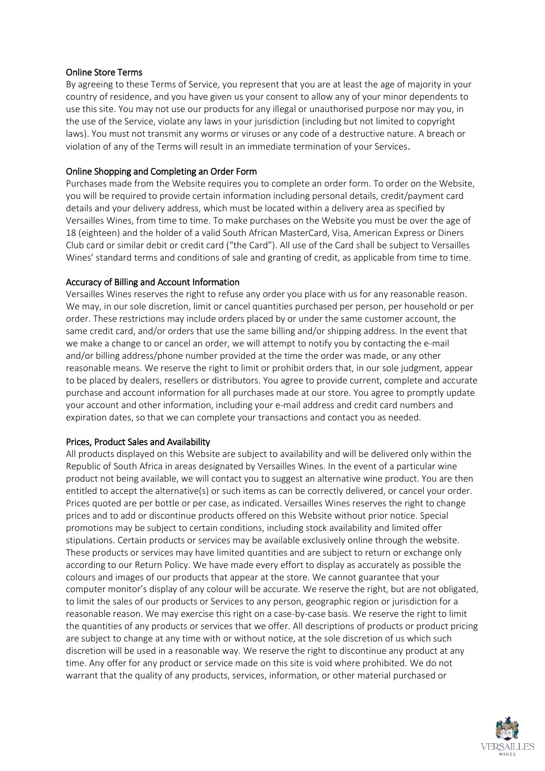## Online Store Terms

By agreeing to these Terms of Service, you represent that you are at least the age of majority in your country of residence, and you have given us your consent to allow any of your minor dependents to use this site. You may not use our products for any illegal or unauthorised purpose nor may you, in the use of the Service, violate any laws in your jurisdiction (including but not limited to copyright laws). You must not transmit any worms or viruses or any code of a destructive nature. A breach or violation of any of the Terms will result in an immediate termination of your Services.

## Online Shopping and Completing an Order Form

Purchases made from the Website requires you to complete an order form. To order on the Website, you will be required to provide certain information including personal details, credit/payment card details and your delivery address, which must be located within a delivery area as specified by Versailles Wines, from time to time. To make purchases on the Website you must be over the age of 18 (eighteen) and the holder of a valid South African MasterCard, Visa, American Express or Diners Club card or similar debit or credit card ("the Card"). All use of the Card shall be subject to Versailles Wines' standard terms and conditions of sale and granting of credit, as applicable from time to time.

## Accuracy of Billing and Account Information

Versailles Wines reserves the right to refuse any order you place with us for any reasonable reason. We may, in our sole discretion, limit or cancel quantities purchased per person, per household or per order. These restrictions may include orders placed by or under the same customer account, the same credit card, and/or orders that use the same billing and/or shipping address. In the event that we make a change to or cancel an order, we will attempt to notify you by contacting the e-mail and/or billing address/phone number provided at the time the order was made, or any other reasonable means. We reserve the right to limit or prohibit orders that, in our sole judgment, appear to be placed by dealers, resellers or distributors. You agree to provide current, complete and accurate purchase and account information for all purchases made at our store. You agree to promptly update your account and other information, including your e-mail address and credit card numbers and expiration dates, so that we can complete your transactions and contact you as needed.

## Prices, Product Sales and Availability

All products displayed on this Website are subject to availability and will be delivered only within the Republic of South Africa in areas designated by Versailles Wines. In the event of a particular wine product not being available, we will contact you to suggest an alternative wine product. You are then entitled to accept the alternative(s) or such items as can be correctly delivered, or cancel your order. Prices quoted are per bottle or per case, as indicated. Versailles Wines reserves the right to change prices and to add or discontinue products offered on this Website without prior notice. Special promotions may be subject to certain conditions, including stock availability and limited offer stipulations. Certain products or services may be available exclusively online through the website. These products or services may have limited quantities and are subject to return or exchange only according to our Return Policy. We have made every effort to display as accurately as possible the colours and images of our products that appear at the store. We cannot guarantee that your computer monitor's display of any colour will be accurate. We reserve the right, but are not obligated, to limit the sales of our products or Services to any person, geographic region or jurisdiction for a reasonable reason. We may exercise this right on a case-by-case basis. We reserve the right to limit the quantities of any products or services that we offer. All descriptions of products or product pricing are subject to change at any time with or without notice, at the sole discretion of us which such discretion will be used in a reasonable way. We reserve the right to discontinue any product at any time. Any offer for any product or service made on this site is void where prohibited. We do not warrant that the quality of any products, services, information, or other material purchased or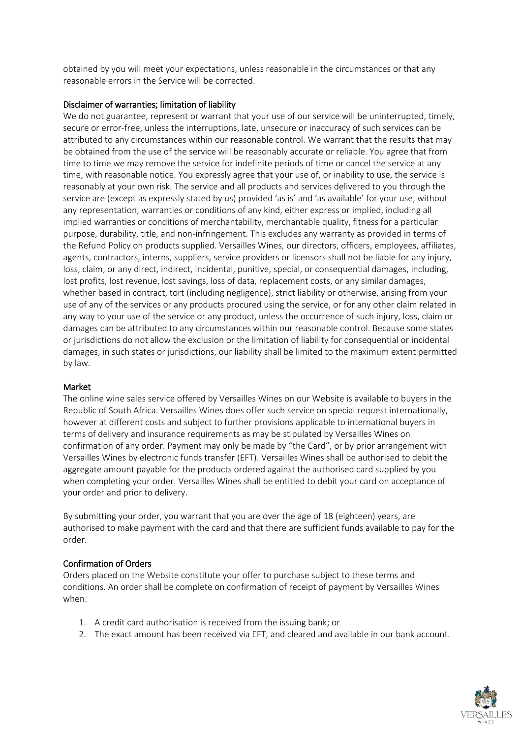obtained by you will meet your expectations, unless reasonable in the circumstances or that any reasonable errors in the Service will be corrected.

## Disclaimer of warranties; limitation of liability

We do not guarantee, represent or warrant that your use of our service will be uninterrupted, timely, secure or error-free, unless the interruptions, late, unsecure or inaccuracy of such services can be attributed to any circumstances within our reasonable control. We warrant that the results that may be obtained from the use of the service will be reasonably accurate or reliable. You agree that from time to time we may remove the service for indefinite periods of time or cancel the service at any time, with reasonable notice. You expressly agree that your use of, or inability to use, the service is reasonably at your own risk. The service and all products and services delivered to you through the service are (except as expressly stated by us) provided 'as is' and 'as available' for your use, without any representation, warranties or conditions of any kind, either express or implied, including all implied warranties or conditions of merchantability, merchantable quality, fitness for a particular purpose, durability, title, and non-infringement. This excludes any warranty as provided in terms of the Refund Policy on products supplied. Versailles Wines, our directors, officers, employees, affiliates, agents, contractors, interns, suppliers, service providers or licensors shall not be liable for any injury, loss, claim, or any direct, indirect, incidental, punitive, special, or consequential damages, including, lost profits, lost revenue, lost savings, loss of data, replacement costs, or any similar damages, whether based in contract, tort (including negligence), strict liability or otherwise, arising from your use of any of the services or any products procured using the service, or for any other claim related in any way to your use of the service or any product, unless the occurrence of such injury, loss, claim or damages can be attributed to any circumstances within our reasonable control. Because some states or jurisdictions do not allow the exclusion or the limitation of liability for consequential or incidental damages, in such states or jurisdictions, our liability shall be limited to the maximum extent permitted by law.

## Market

The online wine sales service offered by Versailles Wines on our Website is available to buyers in the Republic of South Africa. Versailles Wines does offer such service on special request internationally, however at different costs and subject to further provisions applicable to international buyers in terms of delivery and insurance requirements as may be stipulated by Versailles Wines on confirmation of any order. Payment may only be made by "the Card", or by prior arrangement with Versailles Wines by electronic funds transfer (EFT). Versailles Wines shall be authorised to debit the aggregate amount payable for the products ordered against the authorised card supplied by you when completing your order. Versailles Wines shall be entitled to debit your card on acceptance of your order and prior to delivery.

By submitting your order, you warrant that you are over the age of 18 (eighteen) years, are authorised to make payment with the card and that there are sufficient funds available to pay for the order.

## Confirmation of Orders

Orders placed on the Website constitute your offer to purchase subject to these terms and conditions. An order shall be complete on confirmation of receipt of payment by Versailles Wines when:

1. A credit card authorisation is received from the issuing bank; or
2. The exact amount has been received via EFT, and cleared and available in our bank account.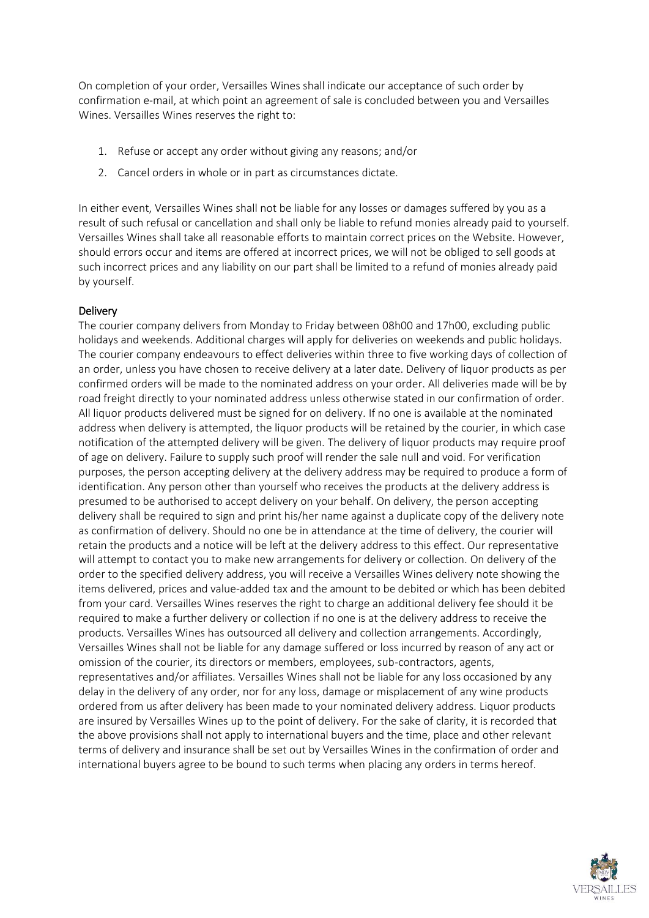On completion of your order, Versailles Wines shall indicate our acceptance of such order by confirmation e-mail, at which point an agreement of sale is concluded between you and Versailles Wines. Versailles Wines reserves the right to:

1. Refuse or accept any order without giving any reasons; and/or
2. Cancel orders in whole or in part as circumstances dictate.

In either event, Versailles Wines shall not be liable for any losses or damages suffered by you as a result of such refusal or cancellation and shall only be liable to refund monies already paid to yourself. Versailles Wines shall take all reasonable efforts to maintain correct prices on the Website. However, should errors occur and items are offered at incorrect prices, we will not be obliged to sell goods at such incorrect prices and any liability on our part shall be limited to a refund of monies already paid by yourself.

## Delivery

The courier company delivers from Monday to Friday between 08h00 and 17h00, excluding public holidays and weekends. Additional charges will apply for deliveries on weekends and public holidays. The courier company endeavours to effect deliveries within three to five working days of collection of an order, unless you have chosen to receive delivery at a later date. Delivery of liquor products as per confirmed orders will be made to the nominated address on your order. All deliveries made will be by road freight directly to your nominated address unless otherwise stated in our confirmation of order. All liquor products delivered must be signed for on delivery. If no one is available at the nominated address when delivery is attempted, the liquor products will be retained by the courier, in which case notification of the attempted delivery will be given. The delivery of liquor products may require proof of age on delivery. Failure to supply such proof will render the sale null and void. For verification purposes, the person accepting delivery at the delivery address may be required to produce a form of identification. Any person other than yourself who receives the products at the delivery address is presumed to be authorised to accept delivery on your behalf. On delivery, the person accepting delivery shall be required to sign and print his/her name against a duplicate copy of the delivery note as confirmation of delivery. Should no one be in attendance at the time of delivery, the courier will retain the products and a notice will be left at the delivery address to this effect. Our representative will attempt to contact you to make new arrangements for delivery or collection. On delivery of the order to the specified delivery address, you will receive a Versailles Wines delivery note showing the items delivered, prices and value-added tax and the amount to be debited or which has been debited from your card. Versailles Wines reserves the right to charge an additional delivery fee should it be required to make a further delivery or collection if no one is at the delivery address to receive the products. Versailles Wines has outsourced all delivery and collection arrangements. Accordingly, Versailles Wines shall not be liable for any damage suffered or loss incurred by reason of any act or omission of the courier, its directors or members, employees, sub-contractors, agents, representatives and/or affiliates. Versailles Wines shall not be liable for any loss occasioned by any delay in the delivery of any order, nor for any loss, damage or misplacement of any wine products ordered from us after delivery has been made to your nominated delivery address. Liquor products are insured by Versailles Wines up to the point of delivery. For the sake of clarity, it is recorded that the above provisions shall not apply to international buyers and the time, place and other relevant terms of delivery and insurance shall be set out by Versailles Wines in the confirmation of order and international buyers agree to be bound to such terms when placing any orders in terms hereof.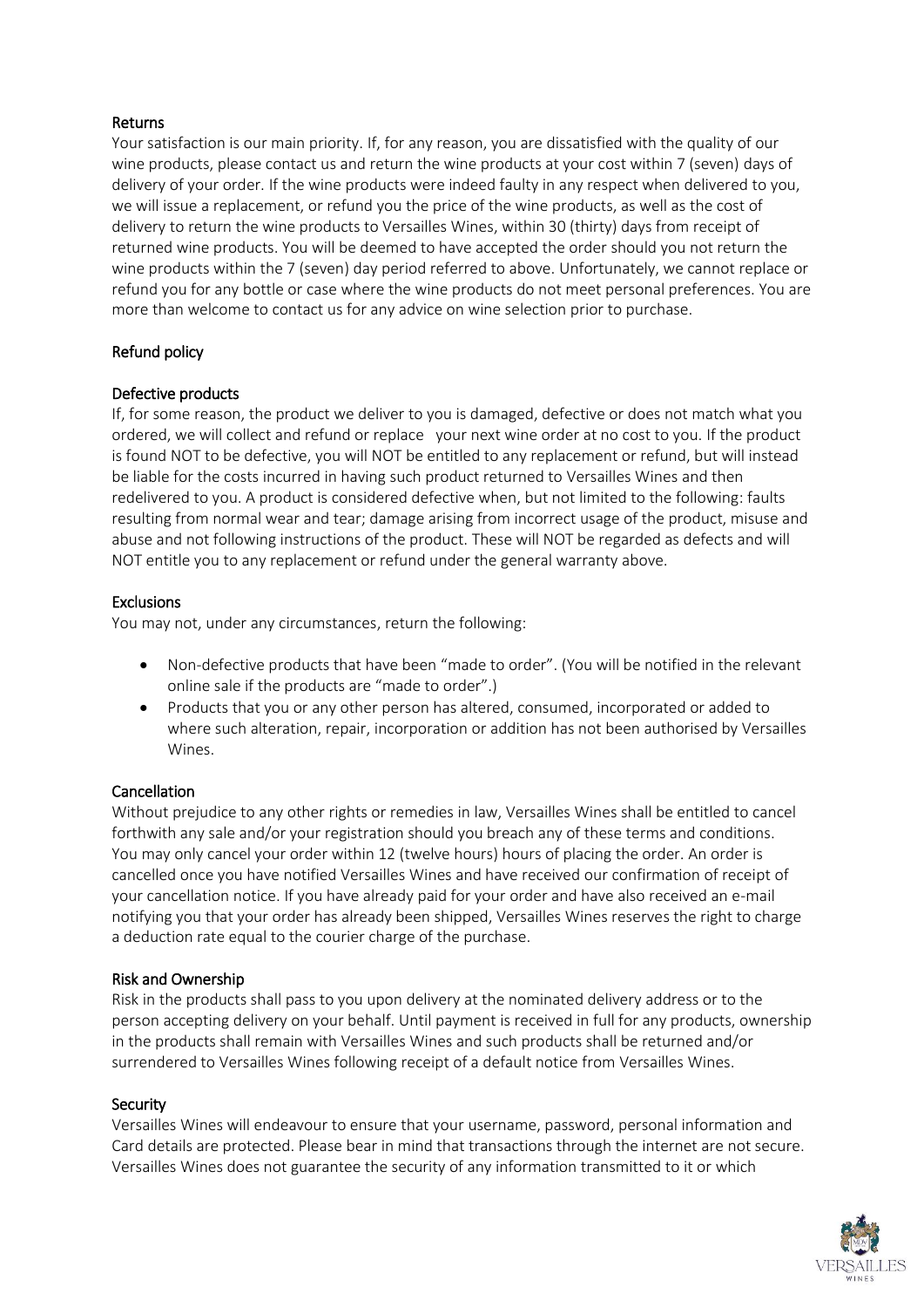## Returns

Your satisfaction is our main priority. If, for any reason, you are dissatisfied with the quality of our wine products, please contact us and return the wine products at your cost within 7 (seven) days of delivery of your order. If the wine products were indeed faulty in any respect when delivered to you, we will issue a replacement, or refund you the price of the wine products, as well as the cost of delivery to return the wine products to Versailles Wines, within 30 (thirty) days from receipt of returned wine products. You will be deemed to have accepted the order should you not return the wine products within the 7 (seven) day period referred to above. Unfortunately, we cannot replace or refund you for any bottle or case where the wine products do not meet personal preferences. You are more than welcome to contact us for any advice on wine selection prior to purchase.

## Refund policy

### Defective products

If, for some reason, the product we deliver to you is damaged, defective or does not match what you ordered, we will collect and refund or replace  your next wine order at no cost to you. If the product is found NOT to be defective, you will NOT be entitled to any replacement or refund, but will instead be liable for the costs incurred in having such product returned to Versailles Wines and then redelivered to you. A product is considered defective when, but not limited to the following: faults resulting from normal wear and tear; damage arising from incorrect usage of the product, misuse and abuse and not following instructions of the product. These will NOT be regarded as defects and will NOT entitle you to any replacement or refund under the general warranty above.

### Exclusions

You may not, under any circumstances, return the following:

- Non-defective products that have been "made to order". (You will be notified in the relevant online sale if the products are "made to order".)
- Products that you or any other person has altered, consumed, incorporated or added to where such alteration, repair, incorporation or addition has not been authorised by Versailles Wines.

## Cancellation

Without prejudice to any other rights or remedies in law, Versailles Wines shall be entitled to cancel forthwith any sale and/or your registration should you breach any of these terms and conditions. You may only cancel your order within 12 (twelve hours) hours of placing the order. An order is cancelled once you have notified Versailles Wines and have received our confirmation of receipt of your cancellation notice. If you have already paid for your order and have also received an e-mail notifying you that your order has already been shipped, Versailles Wines reserves the right to charge a deduction rate equal to the courier charge of the purchase.

## Risk and Ownership

Risk in the products shall pass to you upon delivery at the nominated delivery address or to the person accepting delivery on your behalf. Until payment is received in full for any products, ownership in the products shall remain with Versailles Wines and such products shall be returned and/or surrendered to Versailles Wines following receipt of a default notice from Versailles Wines.

## Security

Versailles Wines will endeavour to ensure that your username, password, personal information and Card details are protected. Please bear in mind that transactions through the internet are not secure. Versailles Wines does not guarantee the security of any information transmitted to it or which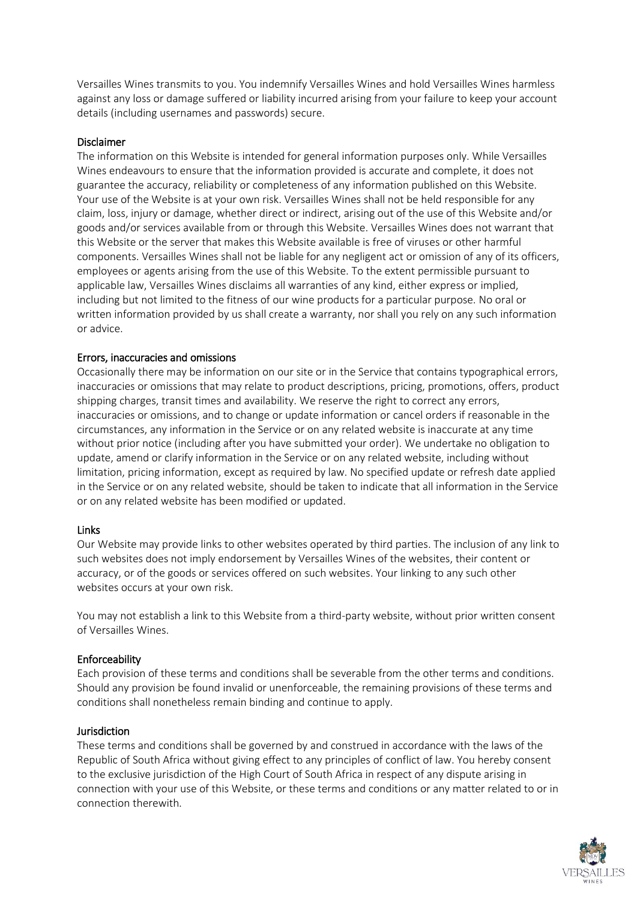Versailles Wines transmits to you. You indemnify Versailles Wines and hold Versailles Wines harmless against any loss or damage suffered or liability incurred arising from your failure to keep your account details (including usernames and passwords) secure.

## Disclaimer

The information on this Website is intended for general information purposes only. While Versailles Wines endeavours to ensure that the information provided is accurate and complete, it does not guarantee the accuracy, reliability or completeness of any information published on this Website. Your use of the Website is at your own risk. Versailles Wines shall not be held responsible for any claim, loss, injury or damage, whether direct or indirect, arising out of the use of this Website and/or goods and/or services available from or through this Website. Versailles Wines does not warrant that this Website or the server that makes this Website available is free of viruses or other harmful components. Versailles Wines shall not be liable for any negligent act or omission of any of its officers, employees or agents arising from the use of this Website. To the extent permissible pursuant to applicable law, Versailles Wines disclaims all warranties of any kind, either express or implied, including but not limited to the fitness of our wine products for a particular purpose. No oral or written information provided by us shall create a warranty, nor shall you rely on any such information or advice.

## Errors, inaccuracies and omissions

Occasionally there may be information on our site or in the Service that contains typographical errors, inaccuracies or omissions that may relate to product descriptions, pricing, promotions, offers, product shipping charges, transit times and availability. We reserve the right to correct any errors, inaccuracies or omissions, and to change or update information or cancel orders if reasonable in the circumstances, any information in the Service or on any related website is inaccurate at any time without prior notice (including after you have submitted your order). We undertake no obligation to update, amend or clarify information in the Service or on any related website, including without limitation, pricing information, except as required by law. No specified update or refresh date applied in the Service or on any related website, should be taken to indicate that all information in the Service or on any related website has been modified or updated.

## Links

Our Website may provide links to other websites operated by third parties. The inclusion of any link to such websites does not imply endorsement by Versailles Wines of the websites, their content or accuracy, or of the goods or services offered on such websites. Your linking to any such other websites occurs at your own risk.

You may not establish a link to this Website from a third-party website, without prior written consent of Versailles Wines.

## Enforceability

Each provision of these terms and conditions shall be severable from the other terms and conditions. Should any provision be found invalid or unenforceable, the remaining provisions of these terms and conditions shall nonetheless remain binding and continue to apply.

## Jurisdiction

These terms and conditions shall be governed by and construed in accordance with the laws of the Republic of South Africa without giving effect to any principles of conflict of law. You hereby consent to the exclusive jurisdiction of the High Court of South Africa in respect of any dispute arising in connection with your use of this Website, or these terms and conditions or any matter related to or in connection therewith.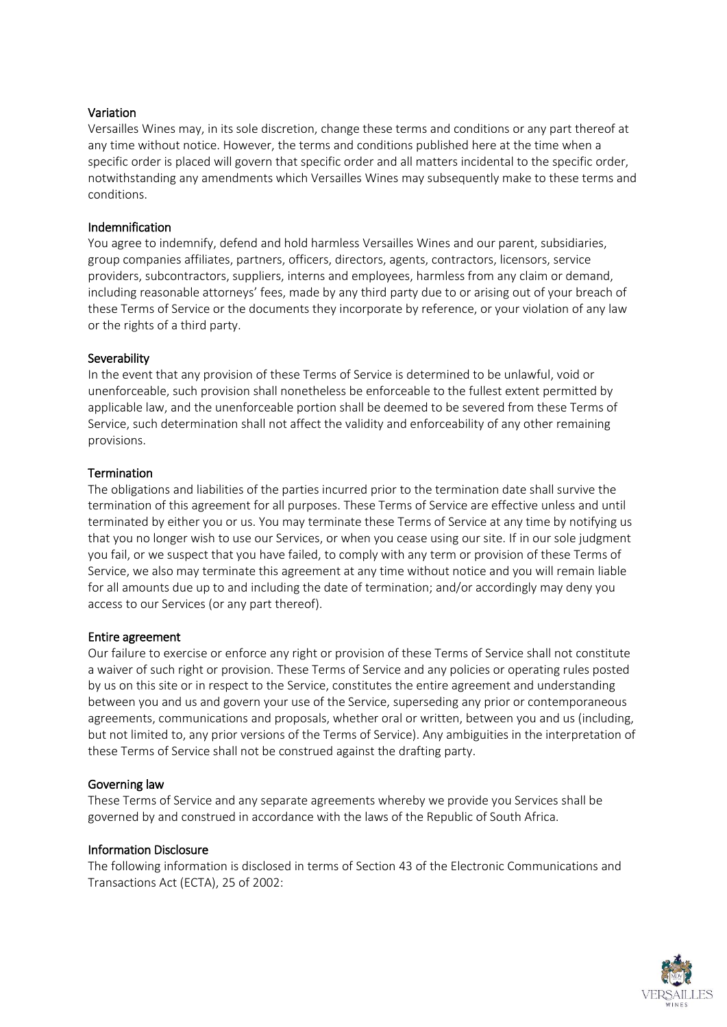## Variation

Versailles Wines may, in its sole discretion, change these terms and conditions or any part thereof at any time without notice. However, the terms and conditions published here at the time when a specific order is placed will govern that specific order and all matters incidental to the specific order, notwithstanding any amendments which Versailles Wines may subsequently make to these terms and conditions.

## Indemnification

You agree to indemnify, defend and hold harmless Versailles Wines and our parent, subsidiaries, group companies affiliates, partners, officers, directors, agents, contractors, licensors, service providers, subcontractors, suppliers, interns and employees, harmless from any claim or demand, including reasonable attorneys' fees, made by any third party due to or arising out of your breach of these Terms of Service or the documents they incorporate by reference, or your violation of any law or the rights of a third party.

## Severability

In the event that any provision of these Terms of Service is determined to be unlawful, void or unenforceable, such provision shall nonetheless be enforceable to the fullest extent permitted by applicable law, and the unenforceable portion shall be deemed to be severed from these Terms of Service, such determination shall not affect the validity and enforceability of any other remaining provisions.

## Termination

The obligations and liabilities of the parties incurred prior to the termination date shall survive the termination of this agreement for all purposes. These Terms of Service are effective unless and until terminated by either you or us. You may terminate these Terms of Service at any time by notifying us that you no longer wish to use our Services, or when you cease using our site. If in our sole judgment you fail, or we suspect that you have failed, to comply with any term or provision of these Terms of Service, we also may terminate this agreement at any time without notice and you will remain liable for all amounts due up to and including the date of termination; and/or accordingly may deny you access to our Services (or any part thereof).

## Entire agreement

Our failure to exercise or enforce any right or provision of these Terms of Service shall not constitute a waiver of such right or provision. These Terms of Service and any policies or operating rules posted by us on this site or in respect to the Service, constitutes the entire agreement and understanding between you and us and govern your use of the Service, superseding any prior or contemporaneous agreements, communications and proposals, whether oral or written, between you and us (including, but not limited to, any prior versions of the Terms of Service). Any ambiguities in the interpretation of these Terms of Service shall not be construed against the drafting party.

## Governing law

These Terms of Service and any separate agreements whereby we provide you Services shall be governed by and construed in accordance with the laws of the Republic of South Africa.

## Information Disclosure

The following information is disclosed in terms of Section 43 of the Electronic Communications and Transactions Act (ECTA), 25 of 2002: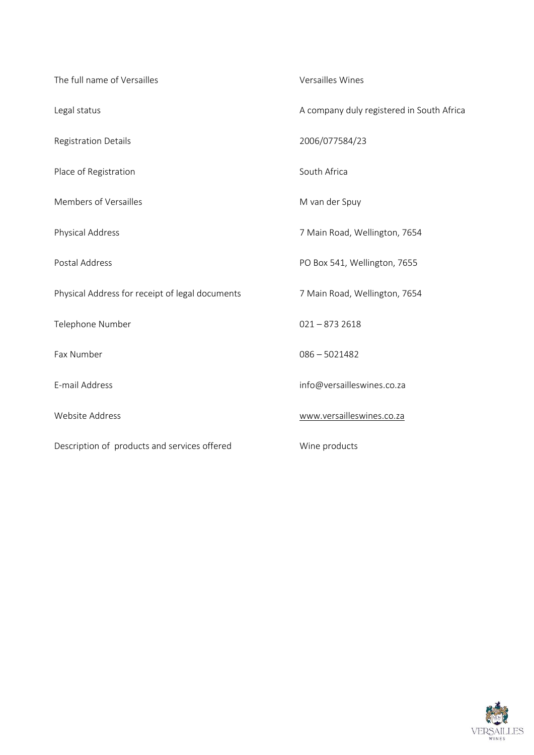| | |
|---|---|
| The full name of Versailles | Versailles Wines |
| Legal status | A company duly registered in South Africa |
| Registration Details | 2006/077584/23 |
| Place of Registration | South Africa |
| Members of Versailles | M van der Spuy |
| Physical Address | 7 Main Road, Wellington, 7654 |
| Postal Address | PO Box 541, Wellington, 7655 |
| Physical Address for receipt of legal documents | 7 Main Road, Wellington, 7654 |
| Telephone Number | 021 – 873 2618 |
| Fax Number | 086 – 5021482 |
| E-mail Address | info@versailleswines.co.za |
| Website Address | www.versailleswines.co.za |
| Description of products and services offered | Wine products |